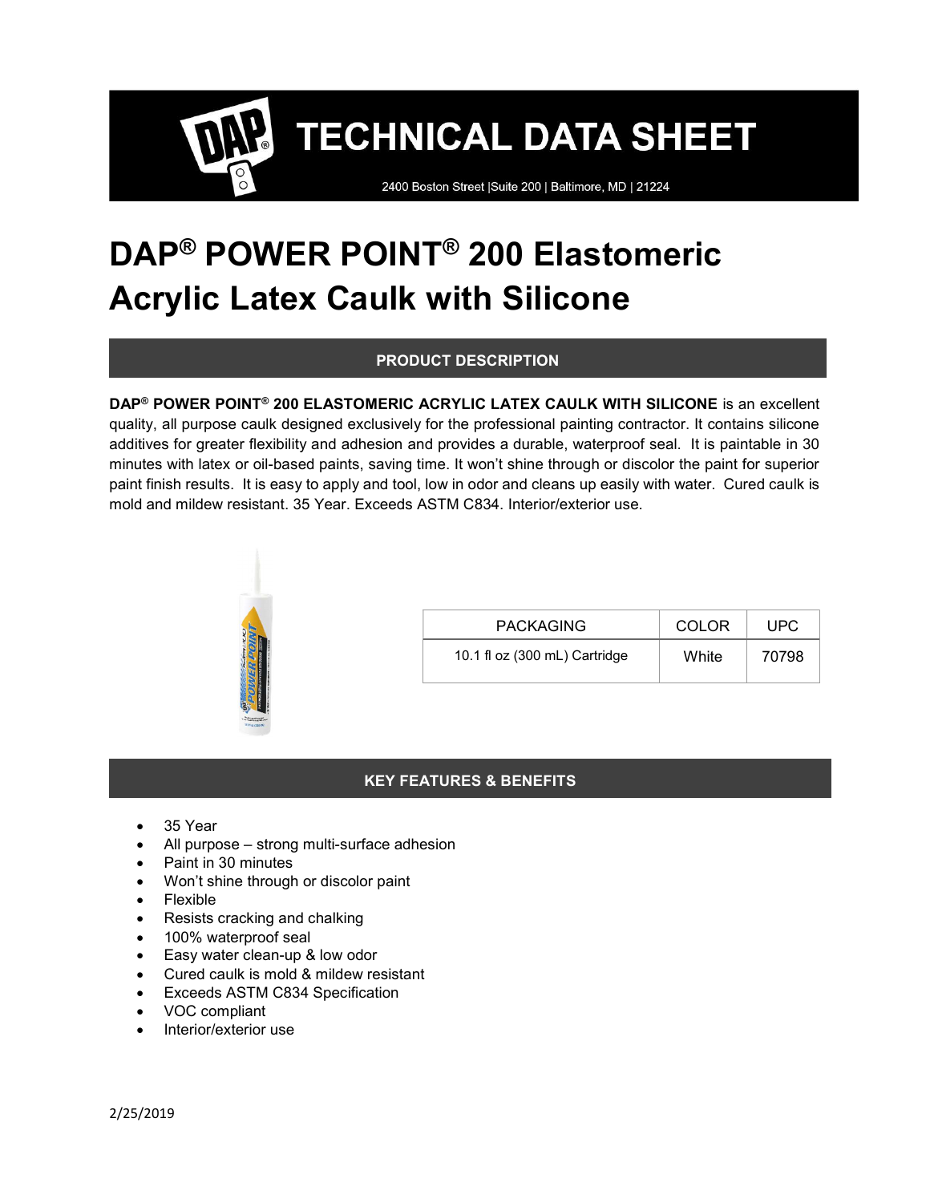# TECHNICAL DATA SHEET

2400 Boston Street |Suite 200 | Baltimore, MD | 21224

# DAP® POWER POINT® 200 Elastomeric Acrylic Latex Caulk with Silicone

## PRODUCT DESCRIPTION

**DAP® POWER POINT® 200 ELASTOMERIC ACRYLIC LATEX CAULK WITH SILICONE** is an excellent quality, all purpose caulk designed exclusively for the professional painting contractor. It contains silicone additives for greater flexibility and adhesion and provides a durable, waterproof seal. It is paintable in 30 minutes with latex or oil-based paints, saving time. It won't shine through or discolor the paint for superior paint finish results. It is easy to apply and tool, low in odor and cleans up easily with water. Cured caulk is mold and mildew resistant. 35 Year. Exceeds ASTM C834. Interior/exterior use.

| PACKAGING | COLOR | UPC |
|---|---|---|
| 10.1 fl oz (300 mL) Cartridge | White | 70798 |

## KEY FEATURES & BENEFITS

- 35 Year
- All purpose – strong multi-surface adhesion
- Paint in 30 minutes
- Won't shine through or discolor paint
- Flexible
- Resists cracking and chalking
- 100% waterproof seal
- Easy water clean-up & low odor
- Cured caulk is mold & mildew resistant
- Exceeds ASTM C834 Specification
- VOC compliant
- Interior/exterior use

2/25/2019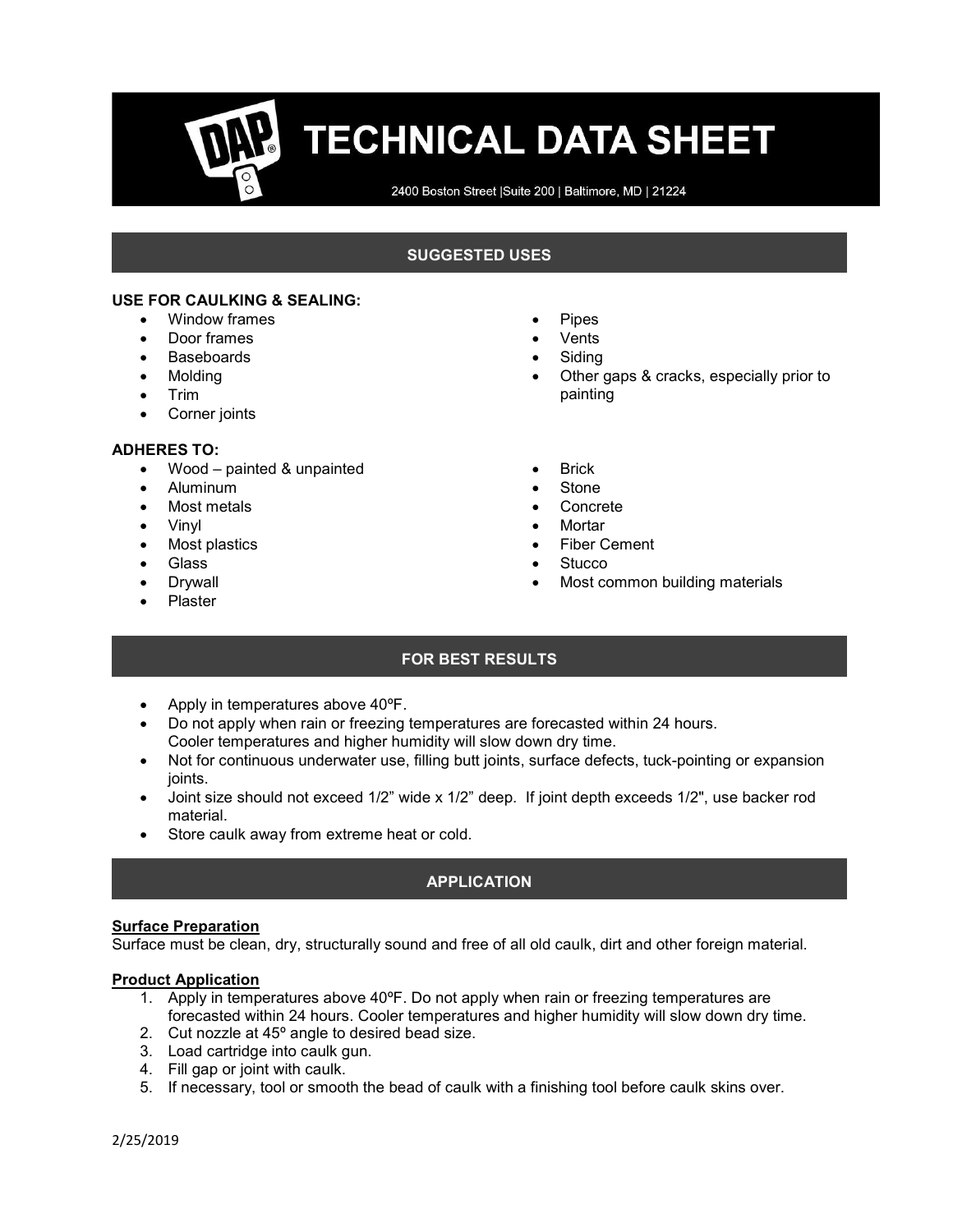# TECHNICAL DATA SHEET

2400 Boston Street |Suite 200 | Baltimore, MD | 21224

## SUGGESTED USES

**USE FOR CAULKING & SEALING:**

- Window frames
- Door frames
- Baseboards
- Molding
- Trim
- Corner joints
- Pipes
- Vents
- Siding
- Other gaps & cracks, especially prior to painting

**ADHERES TO:**

- Wood – painted & unpainted
- Aluminum
- Most metals
- Vinyl
- Most plastics
- Glass
- Drywall
- Plaster
- Brick
- Stone
- Concrete
- Mortar
- Fiber Cement
- Stucco
- Most common building materials

## FOR BEST RESULTS

- Apply in temperatures above 40ºF.
- Do not apply when rain or freezing temperatures are forecasted within 24 hours. Cooler temperatures and higher humidity will slow down dry time.
- Not for continuous underwater use, filling butt joints, surface defects, tuck-pointing or expansion joints.
- Joint size should not exceed 1/2" wide x 1/2" deep. If joint depth exceeds 1/2", use backer rod material.
- Store caulk away from extreme heat or cold.

## APPLICATION

**Surface Preparation**

Surface must be clean, dry, structurally sound and free of all old caulk, dirt and other foreign material.

**Product Application**

1. Apply in temperatures above 40ºF. Do not apply when rain or freezing temperatures are forecasted within 24 hours. Cooler temperatures and higher humidity will slow down dry time.
2. Cut nozzle at 45º angle to desired bead size.
3. Load cartridge into caulk gun.
4. Fill gap or joint with caulk.
5. If necessary, tool or smooth the bead of caulk with a finishing tool before caulk skins over.

2/25/2019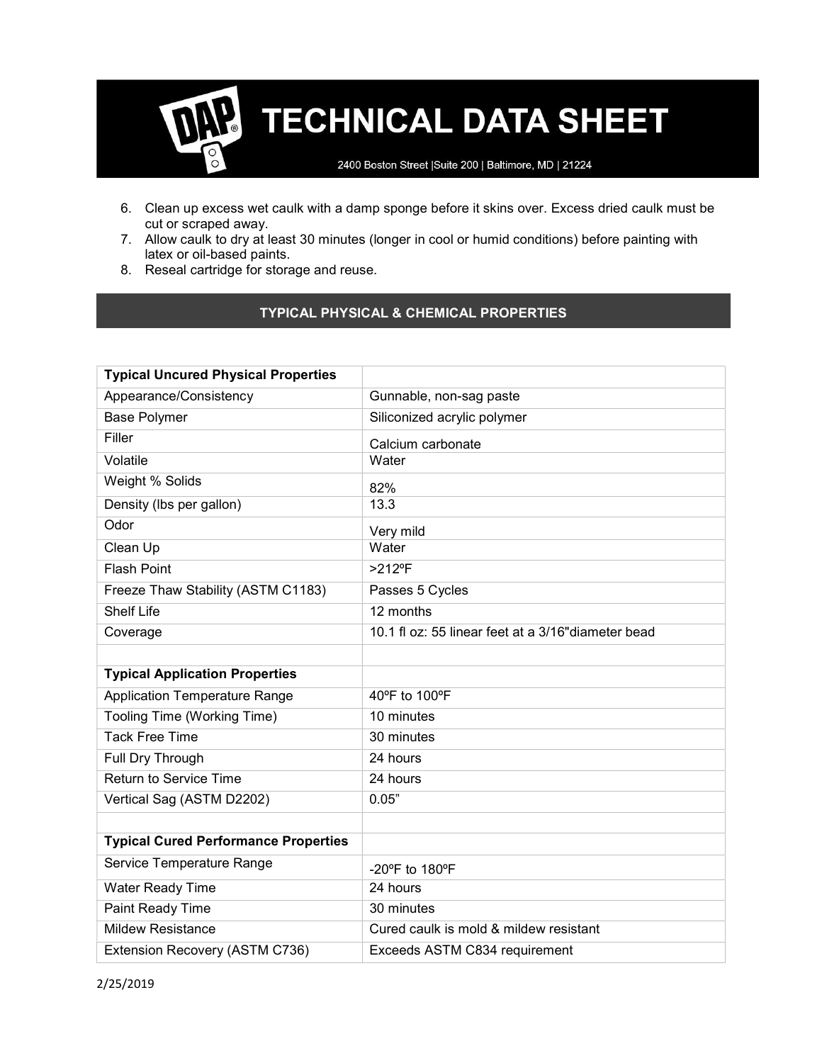6. Clean up excess wet caulk with a damp sponge before it skins over. Excess dried caulk must be cut or scraped away.
7. Allow caulk to dry at least 30 minutes (longer in cool or humid conditions) before painting with latex or oil-based paints.
8. Reseal cartridge for storage and reuse.

## TYPICAL PHYSICAL & CHEMICAL PROPERTIES

| **Typical Uncured Physical Properties** | |
|---|---|
| Appearance/Consistency | Gunnable, non-sag paste |
| Base Polymer | Siliconized acrylic polymer |
| Filler | Calcium carbonate |
| Volatile | Water |
| Weight % Solids | 82% |
| Density (lbs per gallon) | 13.3 |
| Odor | Very mild |
| Clean Up | Water |
| Flash Point | >212ºF |
| Freeze Thaw Stability (ASTM C1183) | Passes 5 Cycles |
| Shelf Life | 12 months |
| Coverage | 10.1 fl oz: 55 linear feet at a 3/16"diameter bead |
| | |
| **Typical Application Properties** | |
| Application Temperature Range | 40ºF to 100ºF |
| Tooling Time (Working Time) | 10 minutes |
| Tack Free Time | 30 minutes |
| Full Dry Through | 24 hours |
| Return to Service Time | 24 hours |
| Vertical Sag (ASTM D2202) | 0.05” |
| | |
| **Typical Cured Performance Properties** | |
| Service Temperature Range | -20ºF to 180ºF |
| Water Ready Time | 24 hours |
| Paint Ready Time | 30 minutes |
| Mildew Resistance | Cured caulk is mold & mildew resistant |
| Extension Recovery (ASTM C736) | Exceeds ASTM C834 requirement |

2/25/2019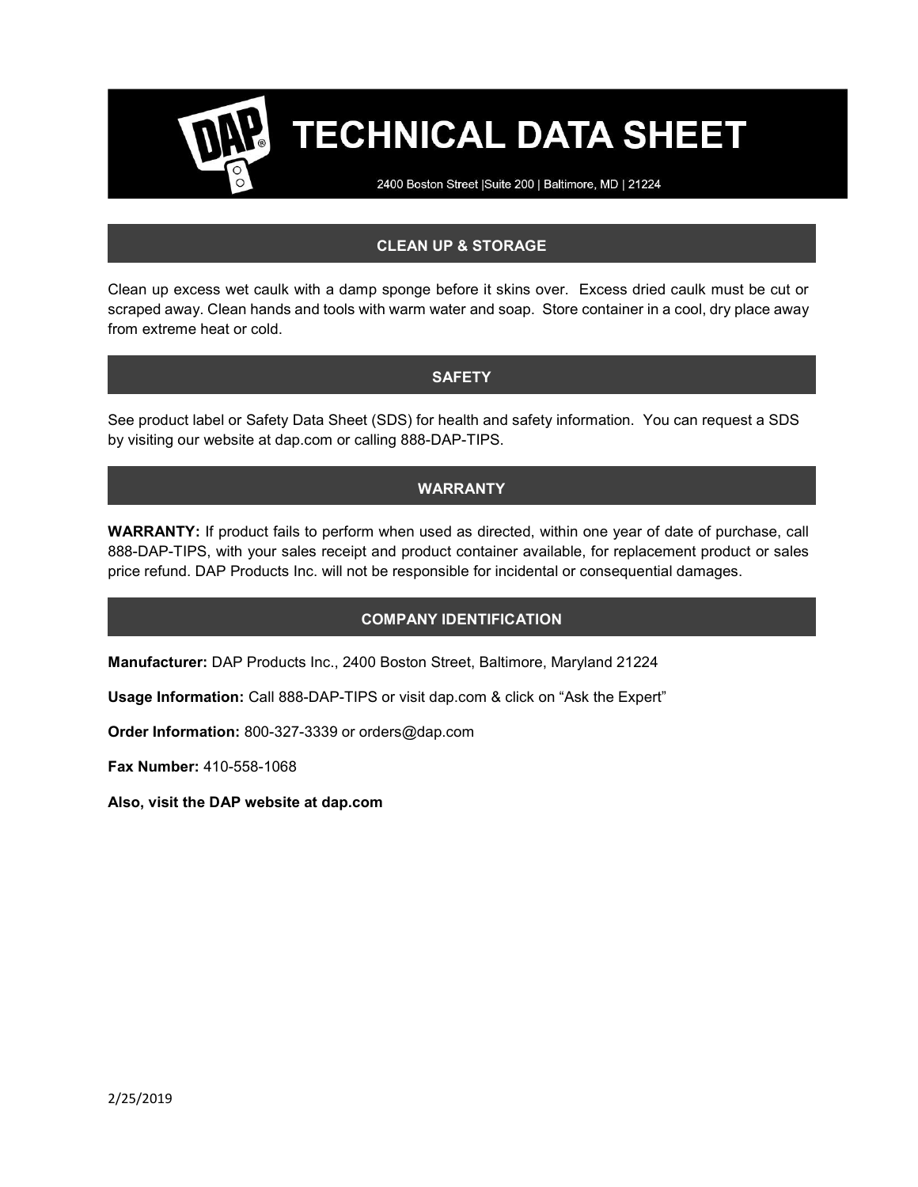# TECHNICAL DATA SHEET

2400 Boston Street |Suite 200 | Baltimore, MD | 21224

## CLEAN UP & STORAGE

Clean up excess wet caulk with a damp sponge before it skins over. Excess dried caulk must be cut or scraped away. Clean hands and tools with warm water and soap. Store container in a cool, dry place away from extreme heat or cold.

## SAFETY

See product label or Safety Data Sheet (SDS) for health and safety information. You can request a SDS by visiting our website at dap.com or calling 888-DAP-TIPS.

## WARRANTY

**WARRANTY:** If product fails to perform when used as directed, within one year of date of purchase, call 888-DAP-TIPS, with your sales receipt and product container available, for replacement product or sales price refund. DAP Products Inc. will not be responsible for incidental or consequential damages.

## COMPANY IDENTIFICATION

**Manufacturer:** DAP Products Inc., 2400 Boston Street, Baltimore, Maryland 21224

**Usage Information:** Call 888-DAP-TIPS or visit dap.com & click on "Ask the Expert"

**Order Information:** 800-327-3339 or orders@dap.com

**Fax Number:** 410-558-1068

**Also, visit the DAP website at dap.com**

2/25/2019